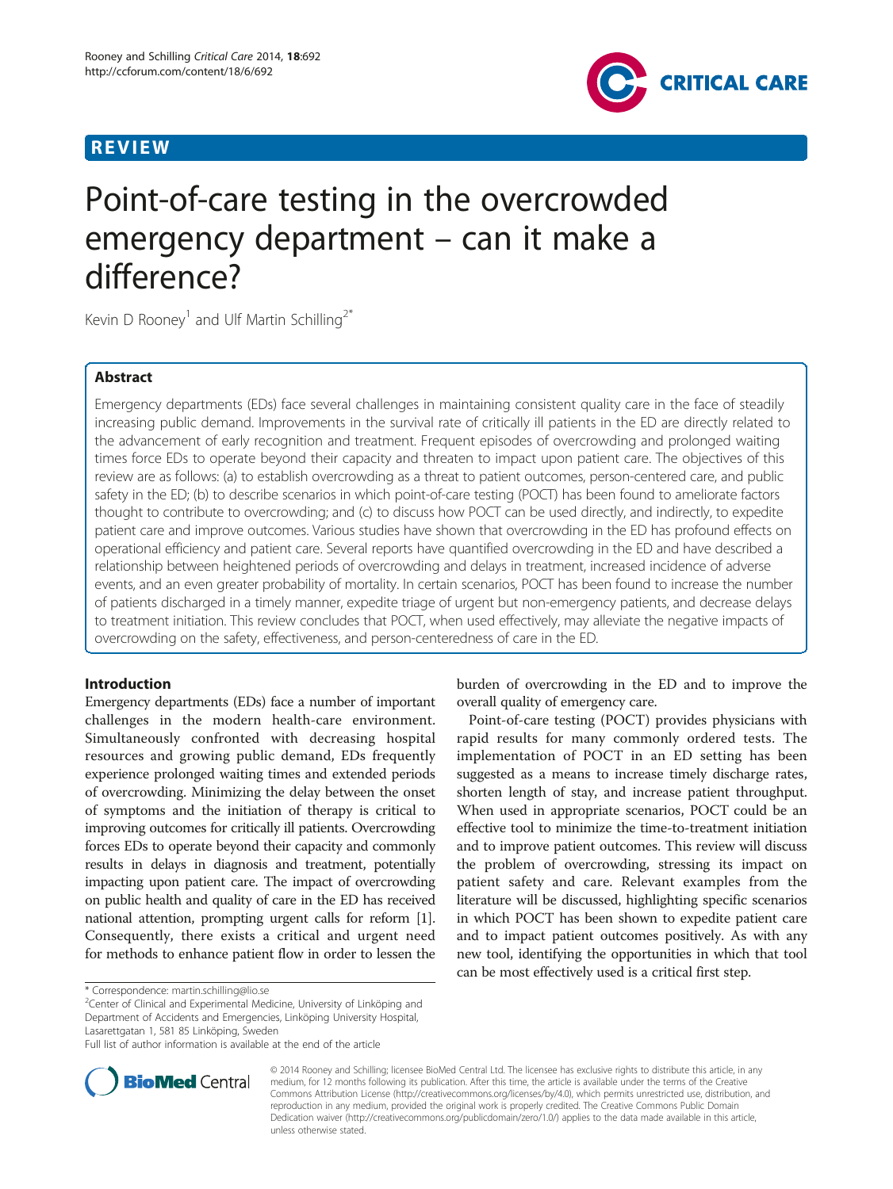REVIEW

# Point-of-care testing in the overcrowded emergency department – can it make a difference?

Kevin D Rooney[1] and Ulf Martin Schilling[2*]

## Abstract

Emergency departments (EDs) face several challenges in maintaining consistent quality care in the face of steadily increasing public demand. Improvements in the survival rate of critically ill patients in the ED are directly related to the advancement of early recognition and treatment. Frequent episodes of overcrowding and prolonged waiting times force EDs to operate beyond their capacity and threaten to impact upon patient care. The objectives of this review are as follows: (a) to establish overcrowding as a threat to patient outcomes, person-centered care, and public safety in the ED; (b) to describe scenarios in which point-of-care testing (POCT) has been found to ameliorate factors thought to contribute to overcrowding; and (c) to discuss how POCT can be used directly, and indirectly, to expedite patient care and improve outcomes. Various studies have shown that overcrowding in the ED has profound effects on operational efficiency and patient care. Several reports have quantified overcrowding in the ED and have described a relationship between heightened periods of overcrowding and delays in treatment, increased incidence of adverse events, and an even greater probability of mortality. In certain scenarios, POCT has been found to increase the number of patients discharged in a timely manner, expedite triage of urgent but non-emergency patients, and decrease delays to treatment initiation. This review concludes that POCT, when used effectively, may alleviate the negative impacts of overcrowding on the safety, effectiveness, and person-centeredness of care in the ED.

## Introduction

Emergency departments (EDs) face a number of important challenges in the modern health-care environment. Simultaneously confronted with decreasing hospital resources and growing public demand, EDs frequently experience prolonged waiting times and extended periods of overcrowding. Minimizing the delay between the onset of symptoms and the initiation of therapy is critical to improving outcomes for critically ill patients. Overcrowding forces EDs to operate beyond their capacity and commonly results in delays in diagnosis and treatment, potentially impacting upon patient care. The impact of overcrowding on public health and quality of care in the ED has received national attention, prompting urgent calls for reform [1]. Consequently, there exists a critical and urgent need for methods to enhance patient flow in order to lessen the burden of overcrowding in the ED and to improve the overall quality of emergency care.

Point-of-care testing (POCT) provides physicians with rapid results for many commonly ordered tests. The implementation of POCT in an ED setting has been suggested as a means to increase timely discharge rates, shorten length of stay, and increase patient throughput. When used in appropriate scenarios, POCT could be an effective tool to minimize the time-to-treatment initiation and to improve patient outcomes. This review will discuss the problem of overcrowding, stressing its impact on patient safety and care. Relevant examples from the literature will be discussed, highlighting specific scenarios in which POCT has been shown to expedite patient care and to impact patient outcomes positively. As with any new tool, identifying the opportunities in which that tool can be most effectively used is a critical first step.

\* Correspondence: martin.schilling@lio.se

[2]Center of Clinical and Experimental Medicine, University of Linköping and Department of Accidents and Emergencies, Linköping University Hospital, Lasarettgatan 1, 581 85 Linköping, Sweden

Full list of author information is available at the end of the article

© 2014 Rooney and Schilling; licensee BioMed Central Ltd. The licensee has exclusive rights to distribute this article, in any medium, for 12 months following its publication. After this time, the article is available under the terms of the Creative Commons Attribution License (http://creativecommons.org/licenses/by/4.0), which permits unrestricted use, distribution, and reproduction in any medium, provided the original work is properly credited. The Creative Commons Public Domain Dedication waiver (http://creativecommons.org/publicdomain/zero/1.0/) applies to the data made available in this article, unless otherwise stated.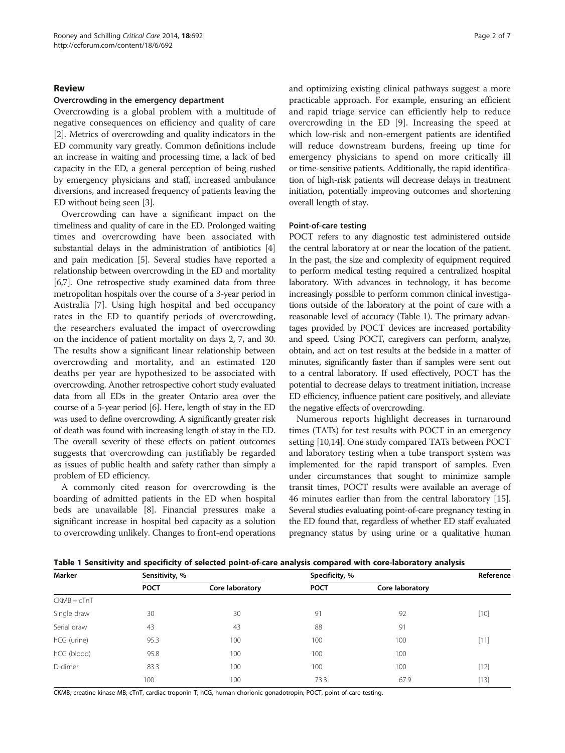## Review

### Overcrowding in the emergency department

Overcrowding is a global problem with a multitude of negative consequences on efficiency and quality of care [2]. Metrics of overcrowding and quality indicators in the ED community vary greatly. Common definitions include an increase in waiting and processing time, a lack of bed capacity in the ED, a general perception of being rushed by emergency physicians and staff, increased ambulance diversions, and increased frequency of patients leaving the ED without being seen [3].

Overcrowding can have a significant impact on the timeliness and quality of care in the ED. Prolonged waiting times and overcrowding have been associated with substantial delays in the administration of antibiotics [4] and pain medication [5]. Several studies have reported a relationship between overcrowding in the ED and mortality [6,7]. One retrospective study examined data from three metropolitan hospitals over the course of a 3-year period in Australia [7]. Using high hospital and bed occupancy rates in the ED to quantify periods of overcrowding, the researchers evaluated the impact of overcrowding on the incidence of patient mortality on days 2, 7, and 30. The results show a significant linear relationship between overcrowding and mortality, and an estimated 120 deaths per year are hypothesized to be associated with overcrowding. Another retrospective cohort study evaluated data from all EDs in the greater Ontario area over the course of a 5-year period [6]. Here, length of stay in the ED was used to define overcrowding. A significantly greater risk of death was found with increasing length of stay in the ED. The overall severity of these effects on patient outcomes suggests that overcrowding can justifiably be regarded as issues of public health and safety rather than simply a problem of ED efficiency.

A commonly cited reason for overcrowding is the boarding of admitted patients in the ED when hospital beds are unavailable [8]. Financial pressures make a significant increase in hospital bed capacity as a solution to overcrowding unlikely. Changes to front-end operations and optimizing existing clinical pathways suggest a more practicable approach. For example, ensuring an efficient and rapid triage service can efficiently help to reduce overcrowding in the ED [9]. Increasing the speed at which low-risk and non-emergent patients are identified will reduce downstream burdens, freeing up time for emergency physicians to spend on more critically ill or time-sensitive patients. Additionally, the rapid identification of high-risk patients will decrease delays in treatment initiation, potentially improving outcomes and shortening overall length of stay.

### Point-of-care testing

POCT refers to any diagnostic test administered outside the central laboratory at or near the location of the patient. In the past, the size and complexity of equipment required to perform medical testing required a centralized hospital laboratory. With advances in technology, it has become increasingly possible to perform common clinical investigations outside of the laboratory at the point of care with a reasonable level of accuracy (Table 1). The primary advantages provided by POCT devices are increased portability and speed. Using POCT, caregivers can perform, analyze, obtain, and act on test results at the bedside in a matter of minutes, significantly faster than if samples were sent out to a central laboratory. If used effectively, POCT has the potential to decrease delays to treatment initiation, increase ED efficiency, influence patient care positively, and alleviate the negative effects of overcrowding.

Numerous reports highlight decreases in turnaround times (TATs) for test results with POCT in an emergency setting [10,14]. One study compared TATs between POCT and laboratory testing when a tube transport system was implemented for the rapid transport of samples. Even under circumstances that sought to minimize sample transit times, POCT results were available an average of 46 minutes earlier than from the central laboratory [15]. Several studies evaluating point-of-care pregnancy testing in the ED found that, regardless of whether ED staff evaluated pregnancy status by using urine or a qualitative human

**Table 1 Sensitivity and specificity of selected point-of-care analysis compared with core-laboratory analysis**

| Marker | Sensitivity, % | | Specificity, % | | Reference |
|---|---|---|---|---|---|
| | POCT | Core laboratory | POCT | Core laboratory | |
| CKMB + cTnT | | | | | |
| Single draw | 30 | 30 | 91 | 92 | [10] |
| Serial draw | 43 | 43 | 88 | 91 | |
| hCG (urine) | 95.3 | 100 | 100 | 100 | [11] |
| hCG (blood) | 95.8 | 100 | 100 | 100 | |
| D-dimer | 83.3 | 100 | 100 | 100 | [12] |
| | 100 | 100 | 73.3 | 67.9 | [13] |

CKMB, creatine kinase-MB; cTnT, cardiac troponin T; hCG, human chorionic gonadotropin; POCT, point-of-care testing.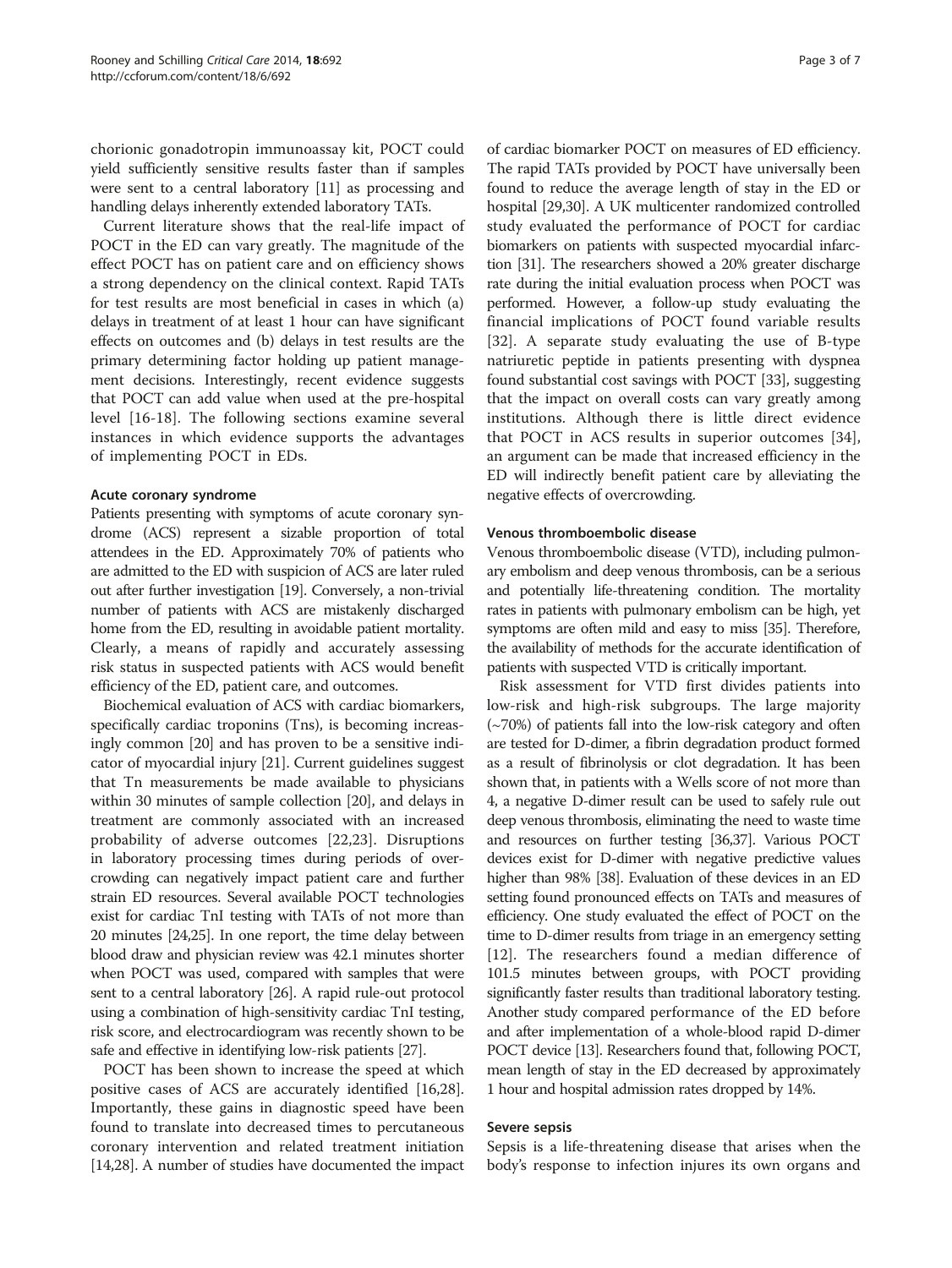chorionic gonadotropin immunoassay kit, POCT could yield sufficiently sensitive results faster than if samples were sent to a central laboratory [11] as processing and handling delays inherently extended laboratory TATs.

Current literature shows that the real-life impact of POCT in the ED can vary greatly. The magnitude of the effect POCT has on patient care and on efficiency shows a strong dependency on the clinical context. Rapid TATs for test results are most beneficial in cases in which (a) delays in treatment of at least 1 hour can have significant effects on outcomes and (b) delays in test results are the primary determining factor holding up patient management decisions. Interestingly, recent evidence suggests that POCT can add value when used at the pre-hospital level [16-18]. The following sections examine several instances in which evidence supports the advantages of implementing POCT in EDs.

#### Acute coronary syndrome

Patients presenting with symptoms of acute coronary syndrome (ACS) represent a sizable proportion of total attendees in the ED. Approximately 70% of patients who are admitted to the ED with suspicion of ACS are later ruled out after further investigation [19]. Conversely, a non-trivial number of patients with ACS are mistakenly discharged home from the ED, resulting in avoidable patient mortality. Clearly, a means of rapidly and accurately assessing risk status in suspected patients with ACS would benefit efficiency of the ED, patient care, and outcomes.

Biochemical evaluation of ACS with cardiac biomarkers, specifically cardiac troponins (Tns), is becoming increasingly common [20] and has proven to be a sensitive indicator of myocardial injury [21]. Current guidelines suggest that Tn measurements be made available to physicians within 30 minutes of sample collection [20], and delays in treatment are commonly associated with an increased probability of adverse outcomes [22,23]. Disruptions in laboratory processing times during periods of overcrowding can negatively impact patient care and further strain ED resources. Several available POCT technologies exist for cardiac TnI testing with TATs of not more than 20 minutes [24,25]. In one report, the time delay between blood draw and physician review was 42.1 minutes shorter when POCT was used, compared with samples that were sent to a central laboratory [26]. A rapid rule-out protocol using a combination of high-sensitivity cardiac TnI testing, risk score, and electrocardiogram was recently shown to be safe and effective in identifying low-risk patients [27].

POCT has been shown to increase the speed at which positive cases of ACS are accurately identified [16,28]. Importantly, these gains in diagnostic speed have been found to translate into decreased times to percutaneous coronary intervention and related treatment initiation [14,28]. A number of studies have documented the impact of cardiac biomarker POCT on measures of ED efficiency. The rapid TATs provided by POCT have universally been found to reduce the average length of stay in the ED or hospital [29,30]. A UK multicenter randomized controlled study evaluated the performance of POCT for cardiac biomarkers on patients with suspected myocardial infarction [31]. The researchers showed a 20% greater discharge rate during the initial evaluation process when POCT was performed. However, a follow-up study evaluating the financial implications of POCT found variable results [32]. A separate study evaluating the use of B-type natriuretic peptide in patients presenting with dyspnea found substantial cost savings with POCT [33], suggesting that the impact on overall costs can vary greatly among institutions. Although there is little direct evidence that POCT in ACS results in superior outcomes [34], an argument can be made that increased efficiency in the ED will indirectly benefit patient care by alleviating the negative effects of overcrowding.

#### Venous thromboembolic disease

Venous thromboembolic disease (VTD), including pulmonary embolism and deep venous thrombosis, can be a serious and potentially life-threatening condition. The mortality rates in patients with pulmonary embolism can be high, yet symptoms are often mild and easy to miss [35]. Therefore, the availability of methods for the accurate identification of patients with suspected VTD is critically important.

Risk assessment for VTD first divides patients into low-risk and high-risk subgroups. The large majority (~70%) of patients fall into the low-risk category and often are tested for D-dimer, a fibrin degradation product formed as a result of fibrinolysis or clot degradation. It has been shown that, in patients with a Wells score of not more than 4, a negative D-dimer result can be used to safely rule out deep venous thrombosis, eliminating the need to waste time and resources on further testing [36,37]. Various POCT devices exist for D-dimer with negative predictive values higher than 98% [38]. Evaluation of these devices in an ED setting found pronounced effects on TATs and measures of efficiency. One study evaluated the effect of POCT on the time to D-dimer results from triage in an emergency setting [12]. The researchers found a median difference of 101.5 minutes between groups, with POCT providing significantly faster results than traditional laboratory testing. Another study compared performance of the ED before and after implementation of a whole-blood rapid D-dimer POCT device [13]. Researchers found that, following POCT, mean length of stay in the ED decreased by approximately 1 hour and hospital admission rates dropped by 14%.

#### Severe sepsis

Sepsis is a life-threatening disease that arises when the body's response to infection injures its own organs and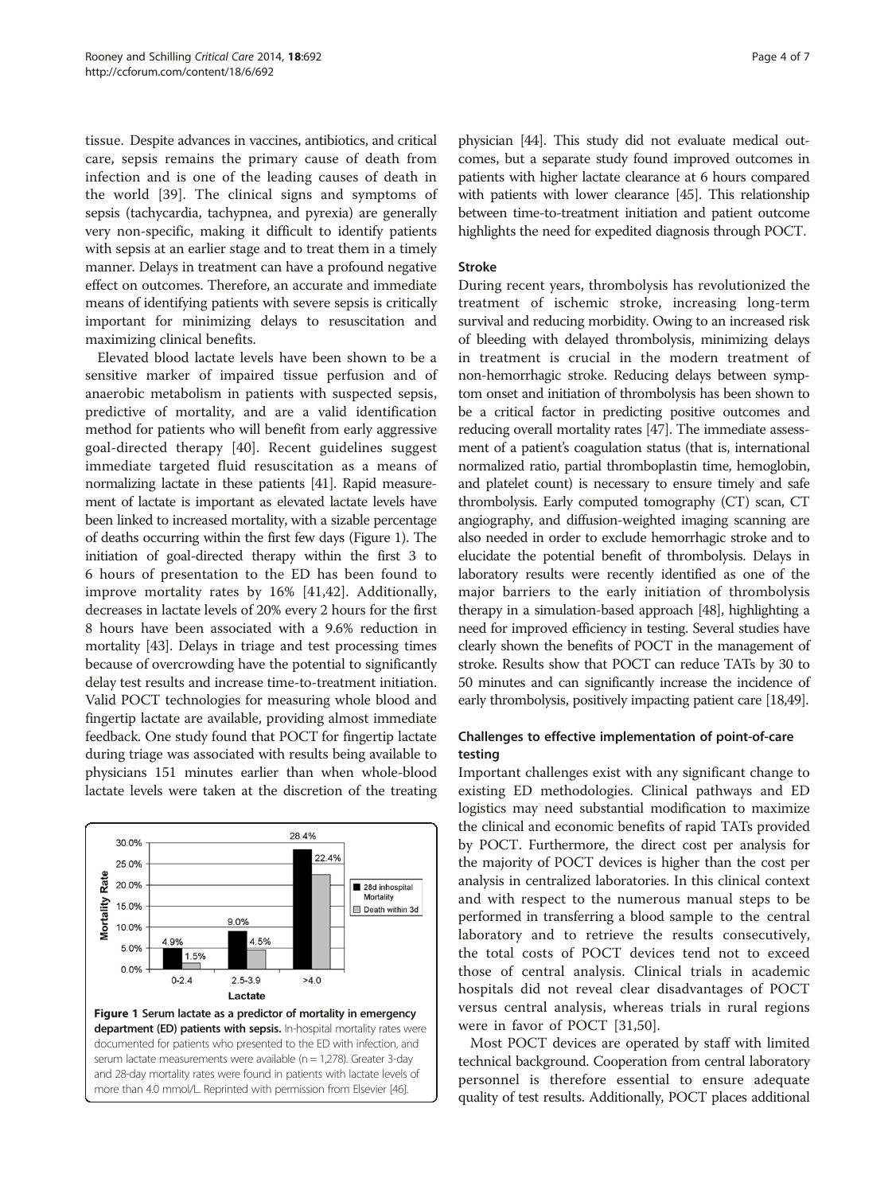tissue. Despite advances in vaccines, antibiotics, and critical care, sepsis remains the primary cause of death from infection and is one of the leading causes of death in the world [39]. The clinical signs and symptoms of sepsis (tachycardia, tachypnea, and pyrexia) are generally very non-specific, making it difficult to identify patients with sepsis at an earlier stage and to treat them in a timely manner. Delays in treatment can have a profound negative effect on outcomes. Therefore, an accurate and immediate means of identifying patients with severe sepsis is critically important for minimizing delays to resuscitation and maximizing clinical benefits.

Elevated blood lactate levels have been shown to be a sensitive marker of impaired tissue perfusion and of anaerobic metabolism in patients with suspected sepsis, predictive of mortality, and are a valid identification method for patients who will benefit from early aggressive goal-directed therapy [40]. Recent guidelines suggest immediate targeted fluid resuscitation as a means of normalizing lactate in these patients [41]. Rapid measurement of lactate is important as elevated lactate levels have been linked to increased mortality, with a sizable percentage of deaths occurring within the first few days (Figure 1). The initiation of goal-directed therapy within the first 3 to 6 hours of presentation to the ED has been found to improve mortality rates by 16% [41,42]. Additionally, decreases in lactate levels of 20% every 2 hours for the first 8 hours have been associated with a 9.6% reduction in mortality [43]. Delays in triage and test processing times because of overcrowding have the potential to significantly delay test results and increase time-to-treatment initiation. Valid POCT technologies for measuring whole blood and fingertip lactate are available, providing almost immediate feedback. One study found that POCT for fingertip lactate during triage was associated with results being available to physicians 151 minutes earlier than when whole-blood lactate levels were taken at the discretion of the treating physician [44]. This study did not evaluate medical outcomes, but a separate study found improved outcomes in patients with higher lactate clearance at 6 hours compared with patients with lower clearance [45]. This relationship between time-to-treatment initiation and patient outcome highlights the need for expedited diagnosis through POCT.

| Lactate | 28d inhospital Mortality | Death within 3d |
|---|---|---|
| 0-2.4 | 4.9% | 1.5% |
| 2.5-3.9 | 9.0% | 4.5% |
| >4.0 | 28.4% | 22.4% |

**Figure 1 Serum lactate as a predictor of mortality in emergency department (ED) patients with sepsis.** In-hospital mortality rates were documented for patients who presented to the ED with infection, and serum lactate measurements were available (n = 1,278). Greater 3-day and 28-day mortality rates were found in patients with lactate levels of more than 4.0 mmol/L. Reprinted with permission from Elsevier [46].

### Stroke

During recent years, thrombolysis has revolutionized the treatment of ischemic stroke, increasing long-term survival and reducing morbidity. Owing to an increased risk of bleeding with delayed thrombolysis, minimizing delays in treatment is crucial in the modern treatment of non-hemorrhagic stroke. Reducing delays between symptom onset and initiation of thrombolysis has been shown to be a critical factor in predicting positive outcomes and reducing overall mortality rates [47]. The immediate assessment of a patient's coagulation status (that is, international normalized ratio, partial thromboplastin time, hemoglobin, and platelet count) is necessary to ensure timely and safe thrombolysis. Early computed tomography (CT) scan, CT angiography, and diffusion-weighted imaging scanning are also needed in order to exclude hemorrhagic stroke and to elucidate the potential benefit of thrombolysis. Delays in laboratory results were recently identified as one of the major barriers to the early initiation of thrombolysis therapy in a simulation-based approach [48], highlighting a need for improved efficiency in testing. Several studies have clearly shown the benefits of POCT in the management of stroke. Results show that POCT can reduce TATs by 30 to 50 minutes and can significantly increase the incidence of early thrombolysis, positively impacting patient care [18,49].

## Challenges to effective implementation of point-of-care testing

Important challenges exist with any significant change to existing ED methodologies. Clinical pathways and ED logistics may need substantial modification to maximize the clinical and economic benefits of rapid TATs provided by POCT. Furthermore, the direct cost per analysis for the majority of POCT devices is higher than the cost per analysis in centralized laboratories. In this clinical context and with respect to the numerous manual steps to be performed in transferring a blood sample to the central laboratory and to retrieve the results consecutively, the total costs of POCT devices tend not to exceed those of central analysis. Clinical trials in academic hospitals did not reveal clear disadvantages of POCT versus central analysis, whereas trials in rural regions were in favor of POCT [31,50].

Most POCT devices are operated by staff with limited technical background. Cooperation from central laboratory personnel is therefore essential to ensure adequate quality of test results. Additionally, POCT places additional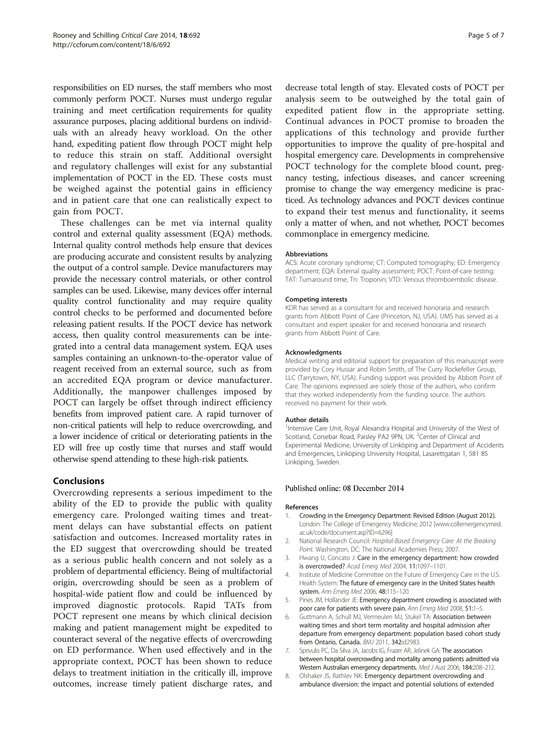responsibilities on ED nurses, the staff members who most commonly perform POCT. Nurses must undergo regular training and meet certification requirements for quality assurance purposes, placing additional burdens on individuals with an already heavy workload. On the other hand, expediting patient flow through POCT might help to reduce this strain on staff. Additional oversight and regulatory challenges will exist for any substantial implementation of POCT in the ED. These costs must be weighed against the potential gains in efficiency and in patient care that one can realistically expect to gain from POCT.

These challenges can be met via internal quality control and external quality assessment (EQA) methods. Internal quality control methods help ensure that devices are producing accurate and consistent results by analyzing the output of a control sample. Device manufacturers may provide the necessary control materials, or other control samples can be used. Likewise, many devices offer internal quality control functionality and may require quality control checks to be performed and documented before releasing patient results. If the POCT device has network access, then quality control measurements can be integrated into a central data management system. EQA uses samples containing an unknown-to-the-operator value of reagent received from an external source, such as from an accredited EQA program or device manufacturer. Additionally, the manpower challenges imposed by POCT can largely be offset through indirect efficiency benefits from improved patient care. A rapid turnover of non-critical patients will help to reduce overcrowding, and a lower incidence of critical or deteriorating patients in the ED will free up costly time that nurses and staff would otherwise spend attending to these high-risk patients.

## Conclusions

Overcrowding represents a serious impediment to the ability of the ED to provide the public with quality emergency care. Prolonged waiting times and treatment delays can have substantial effects on patient satisfaction and outcomes. Increased mortality rates in the ED suggest that overcrowding should be treated as a serious public health concern and not solely as a problem of departmental efficiency. Being of multifactorial origin, overcrowding should be seen as a problem of hospital-wide patient flow and could be influenced by improved diagnostic protocols. Rapid TATs from POCT represent one means by which clinical decision making and patient management might be expedited to counteract several of the negative effects of overcrowding on ED performance. When used effectively and in the appropriate context, POCT has been shown to reduce delays to treatment initiation in the critically ill, improve outcomes, increase timely patient discharge rates, and decrease total length of stay. Elevated costs of POCT per analysis seem to be outweighed by the total gain of expedited patient flow in the appropriate setting. Continual advances in POCT promise to broaden the applications of this technology and provide further opportunities to improve the quality of pre-hospital and hospital emergency care. Developments in comprehensive POCT technology for the complete blood count, pregnancy testing, infectious diseases, and cancer screening promise to change the way emergency medicine is practiced. As technology advances and POCT devices continue to expand their test menus and functionality, it seems only a matter of when, and not whether, POCT becomes commonplace in emergency medicine.

#### Abbreviations

ACS: Acute coronary syndrome; CT: Computed tomography; ED: Emergency department; EQA: External quality assessment; POCT: Point-of-care testing; TAT: Turnaround time; Tn: Troponin; VTD: Venous thromboembolic disease.

#### Competing interests

KDR has served as a consultant for and received honoraria and research grants from Abbott Point of Care (Princeton, NJ, USA). UMS has served as a consultant and expert speaker for and received honoraria and research grants from Abbott Point of Care.

#### Acknowledgments

Medical writing and editorial support for preparation of this manuscript were provided by Cory Hussar and Robin Smith, of The Curry Rockefeller Group, LLC (Tarrytown, NY, USA). Funding support was provided by Abbott Point of Care. The opinions expressed are solely those of the authors, who confirm that they worked independently from the funding source. The authors received no payment for their work.

#### Author details

[1]Intensive Care Unit, Royal Alexandra Hospital and University of the West of Scotland, Corsebar Road, Paisley PA2 9PN, UK. [2]Center of Clinical and Experimental Medicine, University of Linköping and Department of Accidents and Emergencies, Linköping University Hospital, Lasarettgatan 1, 581 85 Linköping, Sweden.

Published online: 08 December 2014

#### References

1. Crowding in the Emergency Department: Revised Edition (August 2012). London: The College of Emergency Medicine; 2012 [www.collemergencymed.ac.uk/code/document.asp?ID=6296]
2. National Research Council: *Hospital-Based Emergency Care: At the Breaking Point*. Washington, DC: The National Academies Press; 2007.
3. Hwang U, Concato J: Care in the emergency department: how crowded is overcrowded? *Acad Emerg Med* 2004, 11:1097–1101.
4. Institute of Medicine Committee on the Future of Emergency Care in the U.S. Health System: The future of emergency care in the United States health system. *Ann Emerg Med* 2006, 48:115–120.
5. Pines JM, Hollander JE: Emergency department crowding is associated with poor care for patients with severe pain. *Ann Emerg Med* 2008, 51:1–5.
6. Guttmann A, Schull MJ, Vermeulen MJ, Stukel TA: Association between waiting times and short term mortality and hospital admission after departure from emergency department: population based cohort study from Ontario, Canada. *BMJ* 2011, 342:d2983.
7. Sprivulis PC, Da Silva JA, Jacobs IG, Frazer AR, Jelinek GA: The association between hospital overcrowding and mortality among patients admitted via Western Australian emergency departments. *Med J Aust* 2006, 184:208–212.
8. Olshaker JS, Rathlev NK: Emergency department overcrowding and ambulance diversion: the impact and potential solutions of extended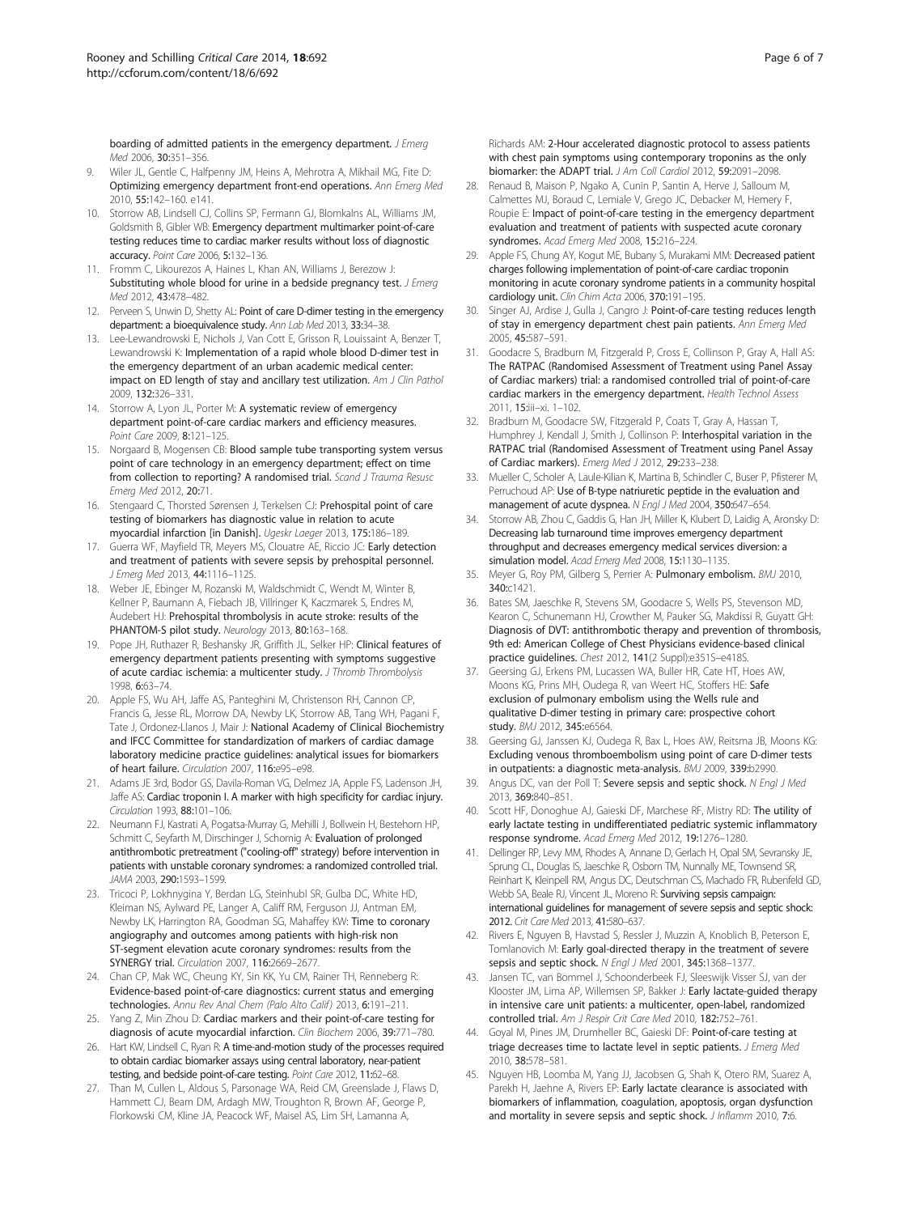boarding of admitted patients in the emergency department. *J Emerg Med* 2006, **30**:351–356.

9. Wiler JL, Gentle C, Halfpenny JM, Heins A, Mehrotra A, Mikhail MG, Fite D: **Optimizing emergency department front-end operations.** *Ann Emerg Med* 2010, **55**:142–160. e141.
10. Storrow AB, Lindsell CJ, Collins SP, Fermann GJ, Blomkalns AL, Williams JM, Goldsmith B, Gibler WB: **Emergency department multimarker point-of-care testing reduces time to cardiac marker results without loss of diagnostic accuracy.** *Point Care* 2006, **5**:132–136.
11. Fromm C, Likourezos A, Haines L, Khan AN, Williams J, Berezow J: **Substituting whole blood for urine in a bedside pregnancy test.** *J Emerg Med* 2012, **43**:478–482.
12. Perveen S, Unwin D, Shetty AL: **Point of care D-dimer testing in the emergency department: a bioequivalence study.** *Ann Lab Med* 2013, **33**:34–38.
13. Lee-Lewandrowski E, Nichols J, Van Cott E, Grisson R, Louissaint A, Benzer T, Lewandrowski K: **Implementation of a rapid whole blood D-dimer test in the emergency department of an urban academic medical center: impact on ED length of stay and ancillary test utilization.** *Am J Clin Pathol* 2009, **132**:326–331.
14. Storrow A, Lyon JL, Porter M: **A systematic review of emergency department point-of-care cardiac markers and efficiency measures.** *Point Care* 2009, **8**:121–125.
15. Norgaard B, Mogensen CB: **Blood sample tube transporting system versus point of care technology in an emergency department; effect on time from collection to reporting? A randomised trial.** *Scand J Trauma Resusc Emerg Med* 2012, **20**:71.
16. Stengaard C, Thorsted Sørensen J, Terkelsen CJ: **Prehospital point of care testing of biomarkers has diagnostic value in relation to acute myocardial infarction [in Danish].** *Ugeskr Laeger* 2013, 175:186–189.
17. Guerra WF, Mayfield TR, Meyers MS, Clouatre AE, Riccio JC: **Early detection and treatment of patients with severe sepsis by prehospital personnel.** *J Emerg Med* 2013, **44**:1116–1125.
18. Weber JE, Ebinger M, Rozanski M, Waldschmidt C, Wendt M, Winter B, Kellner P, Baumann A, Fiebach JB, Villringer K, Kaczmarek S, Endres M, Audebert HJ: **Prehospital thrombolysis in acute stroke: results of the PHANTOM-S pilot study.** *Neurology* 2013, **80**:163–168.
19. Pope JH, Ruthazer R, Beshansky JR, Griffith JL, Selker HP: **Clinical features of emergency department patients presenting with symptoms suggestive of acute cardiac ischemia: a multicenter study.** *J Thromb Thrombolysis* 1998, **6**:63–74.
20. Apple FS, Wu AH, Jaffe AS, Panteghini M, Christenson RH, Cannon CP, Francis G, Jesse RL, Morrow DA, Newby LK, Storrow AB, Tang WH, Pagani F, Tate J, Ordonez-Llanos J, Mair J: **National Academy of Clinical Biochemistry and IFCC Committee for standardization of markers of cardiac damage laboratory medicine practice guidelines: analytical issues for biomarkers of heart failure.** *Circulation* 2007, **116**:e95–e98.
21. Adams JE 3rd, Bodor GS, Davila-Roman VG, Delmez JA, Apple FS, Ladenson JH, Jaffe AS: **Cardiac troponin I. A marker with high specificity for cardiac injury.** *Circulation* 1993, **88**:101–106.
22. Neumann FJ, Kastrati A, Pogatsa-Murray G, Mehilli J, Bollwein H, Bestehorn HP, Schmitt C, Seyfarth M, Dirschinger J, Schomig A: **Evaluation of prolonged antithrombotic pretreatment ("cooling-off" strategy) before intervention in patients with unstable coronary syndromes: a randomized controlled trial.** *JAMA* 2003, **290**:1593–1599.
23. Tricoci P, Lokhnygina Y, Berdan LG, Steinhubl SR, Gulba DC, White HD, Kleiman NS, Aylward PE, Langer A, Califf RM, Ferguson JJ, Antman EM, Newby LK, Harrington RA, Goodman SG, Mahaffey KW: **Time to coronary angiography and outcomes among patients with high-risk non ST-segment elevation acute coronary syndromes: results from the SYNERGY trial.** *Circulation* 2007, **116**:2669–2677.
24. Chan CP, Mak WC, Cheung KY, Sin KK, Yu CM, Rainer TH, Renneberg R: **Evidence-based point-of-care diagnostics: current status and emerging technologies.** *Annu Rev Anal Chem (Palo Alto Calif)* 2013, **6**:191–211.
25. Yang Z, Min Zhou D: **Cardiac markers and their point-of-care testing for diagnosis of acute myocardial infarction.** *Clin Biochem* 2006, **39**:771–780.
26. Hart KW, Lindsell C, Ryan R: **A time-and-motion study of the processes required to obtain cardiac biomarker assays using central laboratory, near-patient testing, and bedside point-of-care testing.** *Point Care* 2012, **11**:62–68.
27. Than M, Cullen L, Aldous S, Parsonage WA, Reid CM, Greenslade J, Flaws D, Hammett CJ, Beam DM, Ardagh MW, Troughton R, Brown AF, George P, Florkowski CM, Kline JA, Peacock WF, Maisel AS, Lim SH, Lamanna A, Richards AM: **2-Hour accelerated diagnostic protocol to assess patients with chest pain symptoms using contemporary troponins as the only biomarker: the ADAPT trial.** *J Am Coll Cardiol* 2012, **59**:2091–2098.
28. Renaud B, Maison P, Ngako A, Cunin P, Santin A, Herve J, Salloum M, Calmettes MJ, Boraud C, Lemiale V, Grego JC, Debacker M, Hemery F, Roupie E: **Impact of point-of-care testing in the emergency department evaluation and treatment of patients with suspected acute coronary syndromes.** *Acad Emerg Med* 2008, **15**:216–224.
29. Apple FS, Chung AY, Kogut ME, Bubany S, Murakami MM: **Decreased patient charges following implementation of point-of-care cardiac troponin monitoring in acute coronary syndrome patients in a community hospital cardiology unit.** *Clin Chim Acta* 2006, **370**:191–195.
30. Singer AJ, Ardise J, Gulla J, Cangro J: **Point-of-care testing reduces length of stay in emergency department chest pain patients.** *Ann Emerg Med* 2005, **45**:587–591.
31. Goodacre S, Bradburn M, Fitzgerald P, Cross E, Collinson P, Gray A, Hall AS: **The RATPAC (Randomised Assessment of Treatment using Panel Assay of Cardiac markers) trial: a randomised controlled trial of point-of-care cardiac markers in the emergency department.** *Health Technol Assess* 2011, **15**:iii–xi. 1–102.
32. Bradburn M, Goodacre SW, Fitzgerald P, Coats T, Gray A, Hassan T, Humphrey J, Kendall J, Smith J, Collinson P: **Interhospital variation in the RATPAC trial (Randomised Assessment of Treatment using Panel Assay of Cardiac markers).** *Emerg Med J* 2012, **29**:233–238.
33. Mueller C, Scholer A, Laule-Kilian K, Martina B, Schindler C, Buser P, Pfisterer M, Perruchoud AP: **Use of B-type natriuretic peptide in the evaluation and management of acute dyspnea.** *N Engl J Med* 2004, **350**:647–654.
34. Storrow AB, Zhou C, Gaddis G, Han JH, Miller K, Klubert D, Laidig A, Aronsky D: **Decreasing lab turnaround time improves emergency department throughput and decreases emergency medical services diversion: a simulation model.** *Acad Emerg Med* 2008, **15**:1130–1135.
35. Meyer G, Roy PM, Gilberg S, Perrier A: **Pulmonary embolism.** *BMJ* 2010, **340**:c1421.
36. Bates SM, Jaeschke R, Stevens SM, Goodacre S, Wells PS, Stevenson MD, Kearon C, Schunemann HJ, Crowther M, Pauker SG, Makdissi R, Guyatt GH: **Diagnosis of DVT: antithrombotic therapy and prevention of thrombosis, 9th ed: American College of Chest Physicians evidence-based clinical practice guidelines.** *Chest* 2012, **141**(2 Suppl):e351S–e418S.
37. Geersing GJ, Erkens PM, Lucassen WA, Buller HR, Cate HT, Hoes AW, Moons KG, Prins MH, Oudega R, van Weert HC, Stoffers HE: **Safe exclusion of pulmonary embolism using the Wells rule and qualitative D-dimer testing in primary care: prospective cohort study.** *BMJ* 2012, **345**:e6564.
38. Geersing GJ, Janssen KJ, Oudega R, Bax L, Hoes AW, Reitsma JB, Moons KG: **Excluding venous thromboembolism using point of care D-dimer tests in outpatients: a diagnostic meta-analysis.** *BMJ* 2009, **339**:b2990.
39. Angus DC, van der Poll T: **Severe sepsis and septic shock.** *N Engl J Med* 2013, **369**:840–851.
40. Scott HF, Donoghue AJ, Gaieski DF, Marchese RF, Mistry RD: **The utility of early lactate testing in undifferentiated pediatric systemic inflammatory response syndrome.** *Acad Emerg Med* 2012, **19**:1276–1280.
41. Dellinger RP, Levy MM, Rhodes A, Annane D, Gerlach H, Opal SM, Sevransky JE, Sprung CL, Douglas IS, Jaeschke R, Osborn TM, Nunnally ME, Townsend SR, Reinhart K, Kleinpell RM, Angus DC, Deutschman CS, Machado FR, Rubenfeld GD, Webb SA, Beale RJ, Vincent JL, Moreno R: **Surviving sepsis campaign: international guidelines for management of severe sepsis and septic shock: 2012.** *Crit Care Med* 2013, **41**:580–637.
42. Rivers E, Nguyen B, Havstad S, Ressler J, Muzzin A, Knoblich B, Peterson E, Tomlanovich M: **Early goal-directed therapy in the treatment of severe sepsis and septic shock.** *N Engl J Med* 2001, **345**:1368–1377.
43. Jansen TC, van Bommel J, Schoonderbeek FJ, Sleeswijk Visser SJ, van der Klooster JM, Lima AP, Willemsen SP, Bakker J: **Early lactate-guided therapy in intensive care unit patients: a multicenter, open-label, randomized controlled trial.** *Am J Respir Crit Care Med* 2010, **182**:752–761.
44. Goyal M, Pines JM, Drumheller BC, Gaieski DF: **Point-of-care testing at triage decreases time to lactate level in septic patients.** *J Emerg Med* 2010, **38**:578–581.
45. Nguyen HB, Loomba M, Yang JJ, Jacobsen G, Shah K, Otero RM, Suarez A, Parekh H, Jaehne A, Rivers EP: **Early lactate clearance is associated with biomarkers of inflammation, coagulation, apoptosis, organ dysfunction and mortality in severe sepsis and septic shock.** *J Inflamm* 2010, **7**:6.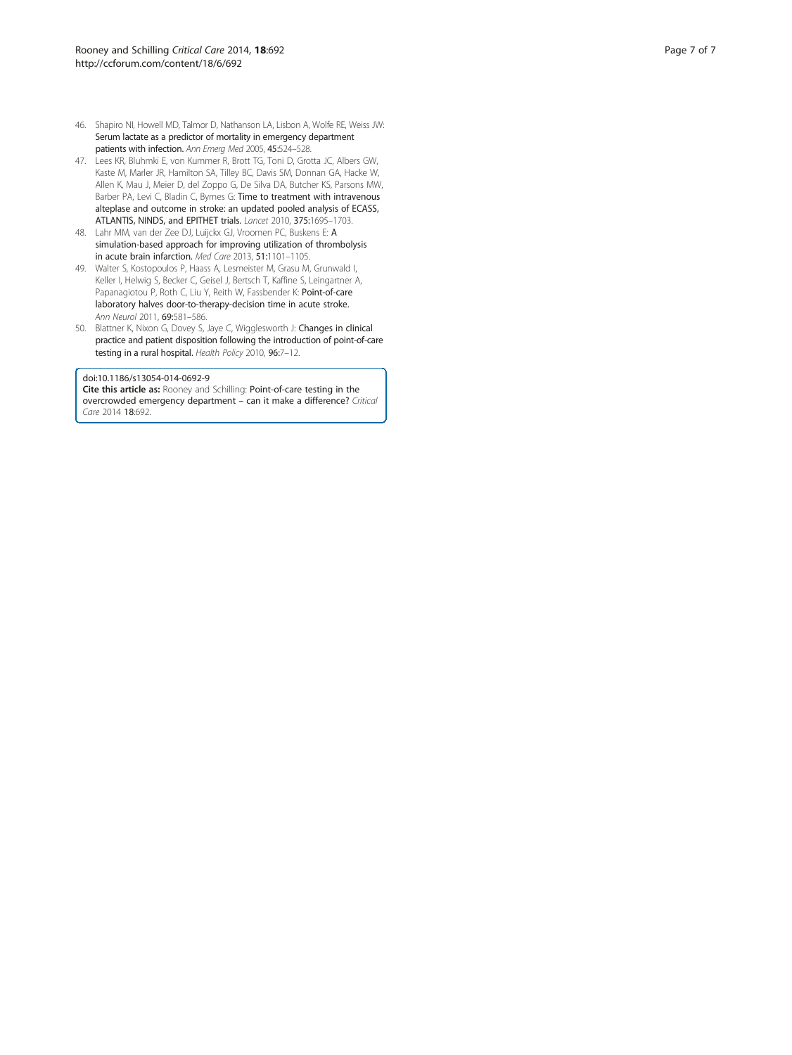46. Shapiro NI, Howell MD, Talmor D, Nathanson LA, Lisbon A, Wolfe RE, Weiss JW: **Serum lactate as a predictor of mortality in emergency department patients with infection.** *Ann Emerg Med* 2005, **45:**524–528.
47. Lees KR, Bluhmki E, von Kummer R, Brott TG, Toni D, Grotta JC, Albers GW, Kaste M, Marler JR, Hamilton SA, Tilley BC, Davis SM, Donnan GA, Hacke W, Allen K, Mau J, Meier D, del Zoppo G, De Silva DA, Butcher KS, Parsons MW, Barber PA, Levi C, Bladin C, Byrnes G: **Time to treatment with intravenous alteplase and outcome in stroke: an updated pooled analysis of ECASS, ATLANTIS, NINDS, and EPITHET trials.** *Lancet* 2010, **375:**1695–1703.
48. Lahr MM, van der Zee DJ, Luijckx GJ, Vroomen PC, Buskens E: **A simulation-based approach for improving utilization of thrombolysis in acute brain infarction.** *Med Care* 2013, **51:**1101–1105.
49. Walter S, Kostopoulos P, Haass A, Lesmeister M, Grasu M, Grunwald I, Keller I, Helwig S, Becker C, Geisel J, Bertsch T, Kaffine S, Leingartner A, Papanagiotou P, Roth C, Liu Y, Reith W, Fassbender K: **Point-of-care laboratory halves door-to-therapy-decision time in acute stroke.** *Ann Neurol* 2011, **69:**581–586.
50. Blattner K, Nixon G, Dovey S, Jaye C, Wigglesworth J: **Changes in clinical practice and patient disposition following the introduction of point-of-care testing in a rural hospital.** *Health Policy* 2010, **96:**7–12.

doi:10.1186/s13054-014-0692-9
**Cite this article as:** Rooney and Schilling: Point-of-care testing in the overcrowded emergency department – can it make a difference? *Critical Care* 2014 **18**:692.